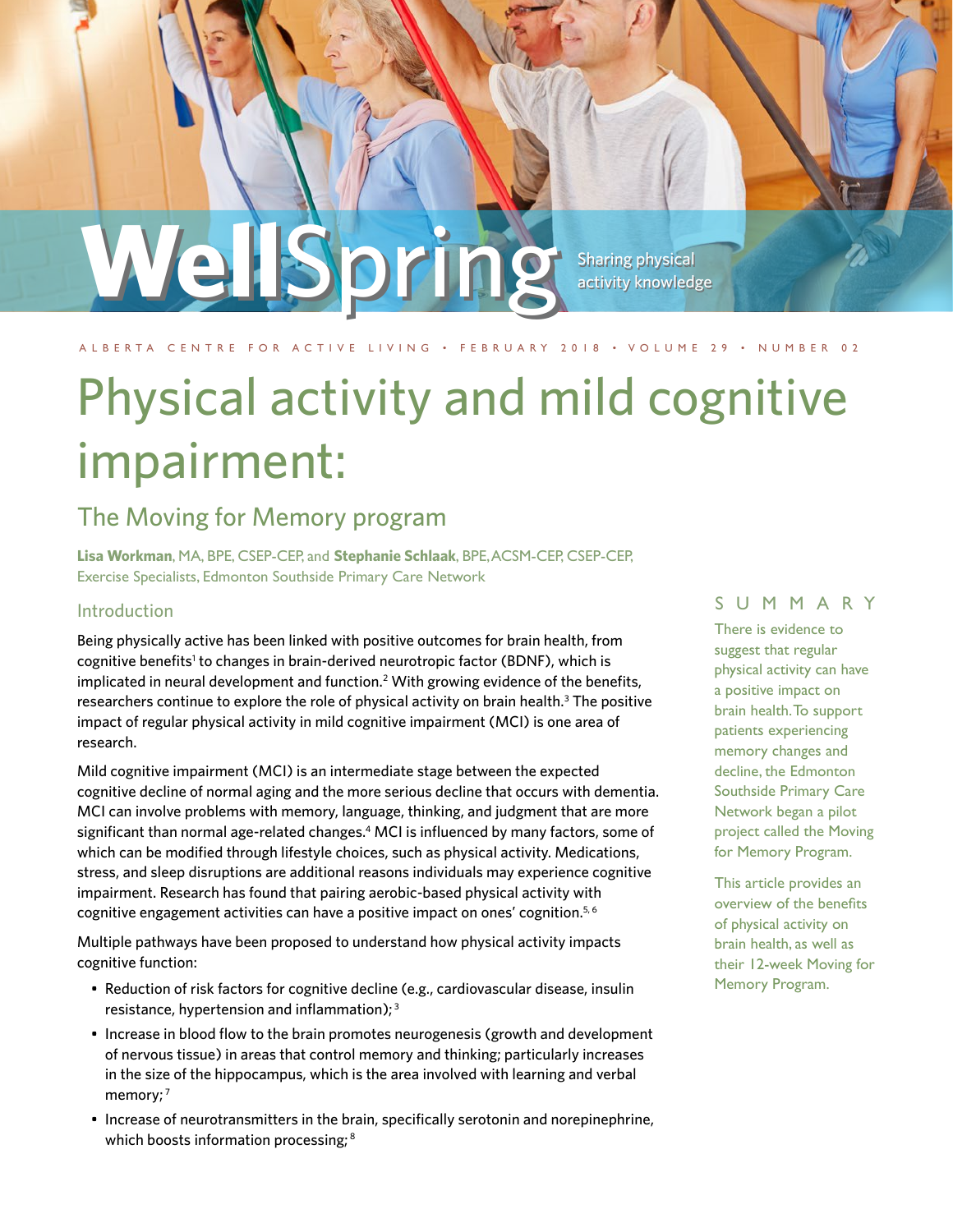WellSpring

Sharing physical activity knowledge

ALBERTA CENTRE FOR ACTIVE LIVING • FEBRUARY 2018 • VOLUME 29 • NUMBER 02

# Physical activity and mild cognitive impairment:

## The Moving for Memory program

**Lisa Workman**, MA, BPE, CSEP-CEP, and **Stephanie Schlaak**, BPE, ACSM-CEP, CSEP-CEP, Exercise Specialists, Edmonton Southside Primary Care Network

### SUMMARY

There is evidence to suggest that regular physical activity can have a positive impact on brain health. To support patients experiencing memory changes and decline, the Edmonton Southside Primary Care Network began a pilot project called the Moving for Memory Program.

This article provides an overview of the benefits of physical activity on brain health, as well as their 12-week Moving for Memory Program.

### Introduction

Being physically active has been linked with positive outcomes for brain health, from cognitive benefits[1] to changes in brain-derived neurotropic factor (BDNF), which is implicated in neural development and function.[2] With growing evidence of the benefits, researchers continue to explore the role of physical activity on brain health.[3] The positive impact of regular physical activity in mild cognitive impairment (MCI) is one area of research.

Mild cognitive impairment (MCI) is an intermediate stage between the expected cognitive decline of normal aging and the more serious decline that occurs with dementia. MCI can involve problems with memory, language, thinking, and judgment that are more significant than normal age-related changes.[4] MCI is influenced by many factors, some of which can be modified through lifestyle choices, such as physical activity. Medications, stress, and sleep disruptions are additional reasons individuals may experience cognitive impairment. Research has found that pairing aerobic-based physical activity with cognitive engagement activities can have a positive impact on ones' cognition.[5, 6]

Multiple pathways have been proposed to understand how physical activity impacts cognitive function:

- Reduction of risk factors for cognitive decline (e.g., cardiovascular disease, insulin resistance, hypertension and inflammation);[3]
- Increase in blood flow to the brain promotes neurogenesis (growth and development of nervous tissue) in areas that control memory and thinking; particularly increases in the size of the hippocampus, which is the area involved with learning and verbal memory;[7]
- Increase of neurotransmitters in the brain, specifically serotonin and norepinephrine, which boosts information processing;[8]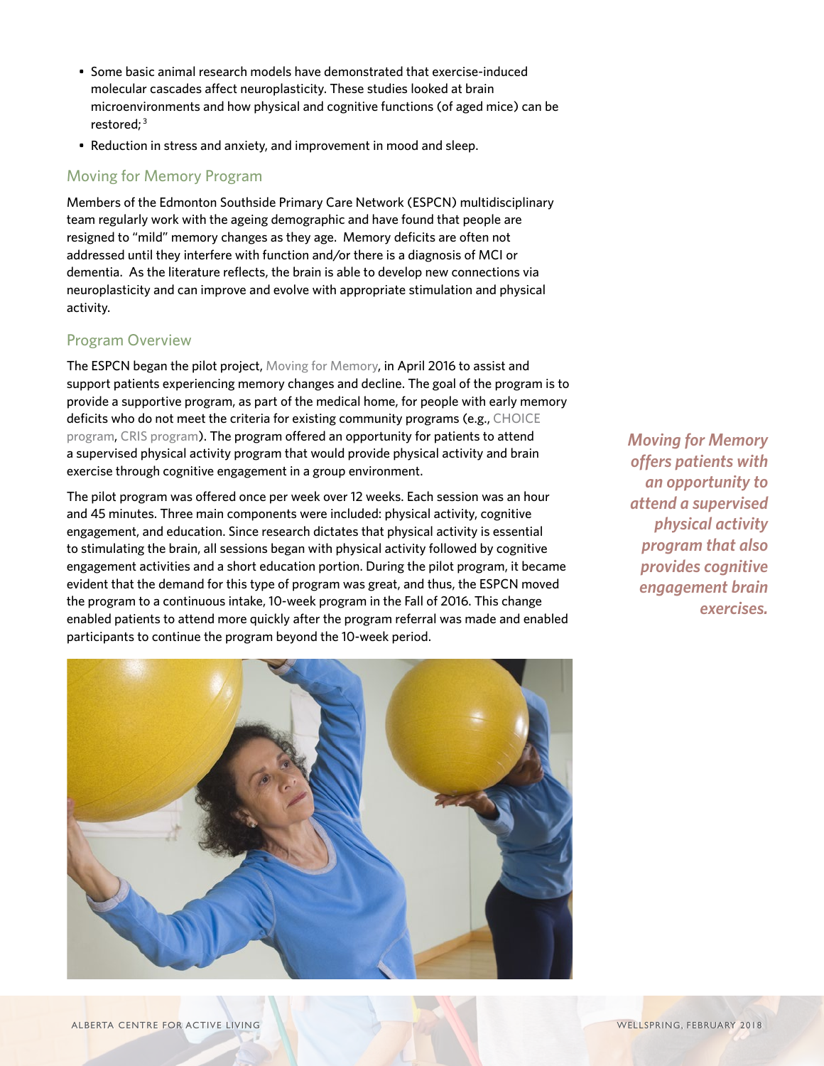- Some basic animal research models have demonstrated that exercise-induced molecular cascades affect neuroplasticity. These studies looked at brain microenvironments and how physical and cognitive functions (of aged mice) can be restored;[3]
- Reduction in stress and anxiety, and improvement in mood and sleep.

## Moving for Memory Program

Members of the Edmonton Southside Primary Care Network (ESPCN) multidisciplinary team regularly work with the ageing demographic and have found that people are resigned to "mild" memory changes as they age. Memory deficits are often not addressed until they interfere with function and/or there is a diagnosis of MCI or dementia. As the literature reflects, the brain is able to develop new connections via neuroplasticity and can improve and evolve with appropriate stimulation and physical activity.

## Program Overview

The ESPCN began the pilot project, Moving for Memory, in April 2016 to assist and support patients experiencing memory changes and decline. The goal of the program is to provide a supportive program, as part of the medical home, for people with early memory deficits who do not meet the criteria for existing community programs (e.g., CHOICE program, CRIS program). The program offered an opportunity for patients to attend a supervised physical activity program that would provide physical activity and brain exercise through cognitive engagement in a group environment.

The pilot program was offered once per week over 12 weeks. Each session was an hour and 45 minutes. Three main components were included: physical activity, cognitive engagement, and education. Since research dictates that physical activity is essential to stimulating the brain, all sessions began with physical activity followed by cognitive engagement activities and a short education portion. During the pilot program, it became evident that the demand for this type of program was great, and thus, the ESPCN moved the program to a continuous intake, 10-week program in the Fall of 2016. This change enabled patients to attend more quickly after the program referral was made and enabled participants to continue the program beyond the 10-week period.

***Moving for Memory offers patients with an opportunity to attend a supervised physical activity program that also provides cognitive engagement brain exercises.***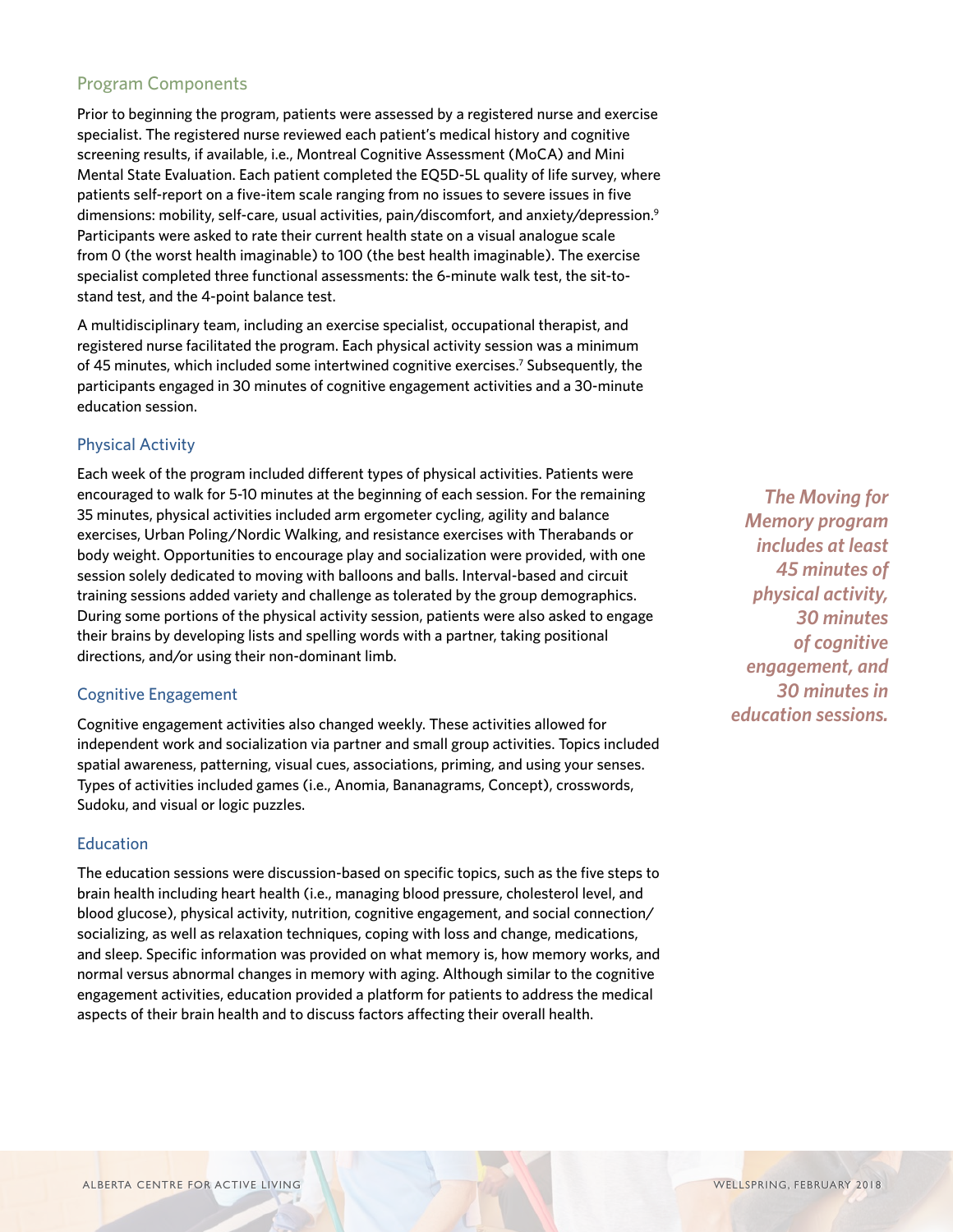## Program Components

Prior to beginning the program, patients were assessed by a registered nurse and exercise specialist. The registered nurse reviewed each patient's medical history and cognitive screening results, if available, i.e., Montreal Cognitive Assessment (MoCA) and Mini Mental State Evaluation. Each patient completed the EQ5D-5L quality of life survey, where patients self-report on a five-item scale ranging from no issues to severe issues in five dimensions: mobility, self-care, usual activities, pain/discomfort, and anxiety/depression.[9] Participants were asked to rate their current health state on a visual analogue scale from 0 (the worst health imaginable) to 100 (the best health imaginable). The exercise specialist completed three functional assessments: the 6-minute walk test, the sit-to-stand test, and the 4-point balance test.

A multidisciplinary team, including an exercise specialist, occupational therapist, and registered nurse facilitated the program. Each physical activity session was a minimum of 45 minutes, which included some intertwined cognitive exercises.[7] Subsequently, the participants engaged in 30 minutes of cognitive engagement activities and a 30-minute education session.

### Physical Activity

Each week of the program included different types of physical activities. Patients were encouraged to walk for 5-10 minutes at the beginning of each session. For the remaining 35 minutes, physical activities included arm ergometer cycling, agility and balance exercises, Urban Poling/Nordic Walking, and resistance exercises with Therabands or body weight. Opportunities to encourage play and socialization were provided, with one session solely dedicated to moving with balloons and balls. Interval-based and circuit training sessions added variety and challenge as tolerated by the group demographics. During some portions of the physical activity session, patients were also asked to engage their brains by developing lists and spelling words with a partner, taking positional directions, and/or using their non-dominant limb.

*The Moving for Memory program includes at least 45 minutes of physical activity, 30 minutes of cognitive engagement, and 30 minutes in education sessions.*

### Cognitive Engagement

Cognitive engagement activities also changed weekly. These activities allowed for independent work and socialization via partner and small group activities. Topics included spatial awareness, patterning, visual cues, associations, priming, and using your senses. Types of activities included games (i.e., Anomia, Bananagrams, Concept), crosswords, Sudoku, and visual or logic puzzles.

### Education

The education sessions were discussion-based on specific topics, such as the five steps to brain health including heart health (i.e., managing blood pressure, cholesterol level, and blood glucose), physical activity, nutrition, cognitive engagement, and social connection/socializing, as well as relaxation techniques, coping with loss and change, medications, and sleep. Specific information was provided on what memory is, how memory works, and normal versus abnormal changes in memory with aging. Although similar to the cognitive engagement activities, education provided a platform for patients to address the medical aspects of their brain health and to discuss factors affecting their overall health.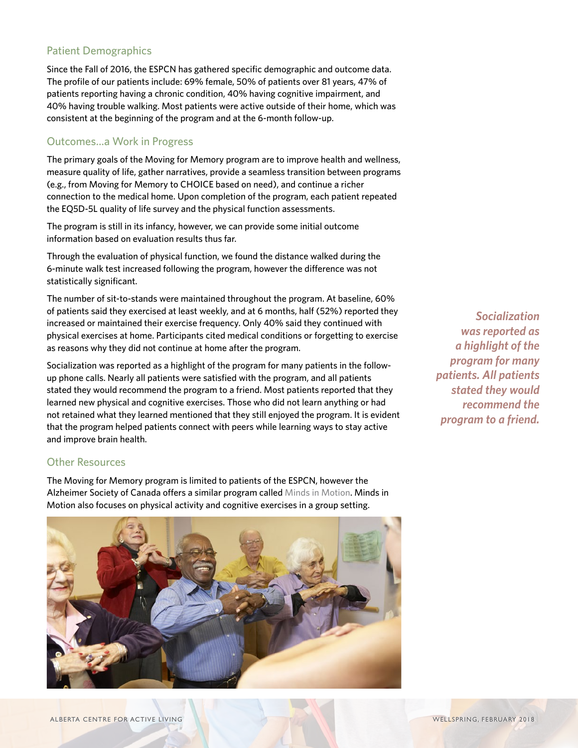## Patient Demographics

Since the Fall of 2016, the ESPCN has gathered specific demographic and outcome data. The profile of our patients include: 69% female, 50% of patients over 81 years, 47% of patients reporting having a chronic condition, 40% having cognitive impairment, and 40% having trouble walking. Most patients were active outside of their home, which was consistent at the beginning of the program and at the 6-month follow-up.

## Outcomes...a Work in Progress

The primary goals of the Moving for Memory program are to improve health and wellness, measure quality of life, gather narratives, provide a seamless transition between programs (e.g., from Moving for Memory to CHOICE based on need), and continue a richer connection to the medical home. Upon completion of the program, each patient repeated the EQ5D-5L quality of life survey and the physical function assessments.

The program is still in its infancy, however, we can provide some initial outcome information based on evaluation results thus far.

Through the evaluation of physical function, we found the distance walked during the 6-minute walk test increased following the program, however the difference was not statistically significant.

The number of sit-to-stands were maintained throughout the program. At baseline, 60% of patients said they exercised at least weekly, and at 6 months, half (52%) reported they increased or maintained their exercise frequency. Only 40% said they continued with physical exercises at home. Participants cited medical conditions or forgetting to exercise as reasons why they did not continue at home after the program.

Socialization was reported as a highlight of the program for many patients in the follow-up phone calls. Nearly all patients were satisfied with the program, and all patients stated they would recommend the program to a friend. Most patients reported that they learned new physical and cognitive exercises. Those who did not learn anything or had not retained what they learned mentioned that they still enjoyed the program. It is evident that the program helped patients connect with peers while learning ways to stay active and improve brain health.

***Socialization was reported as a highlight of the program for many patients. All patients stated they would recommend the program to a friend.***

## Other Resources

The Moving for Memory program is limited to patients of the ESPCN, however the Alzheimer Society of Canada offers a similar program called Minds in Motion. Minds in Motion also focuses on physical activity and cognitive exercises in a group setting.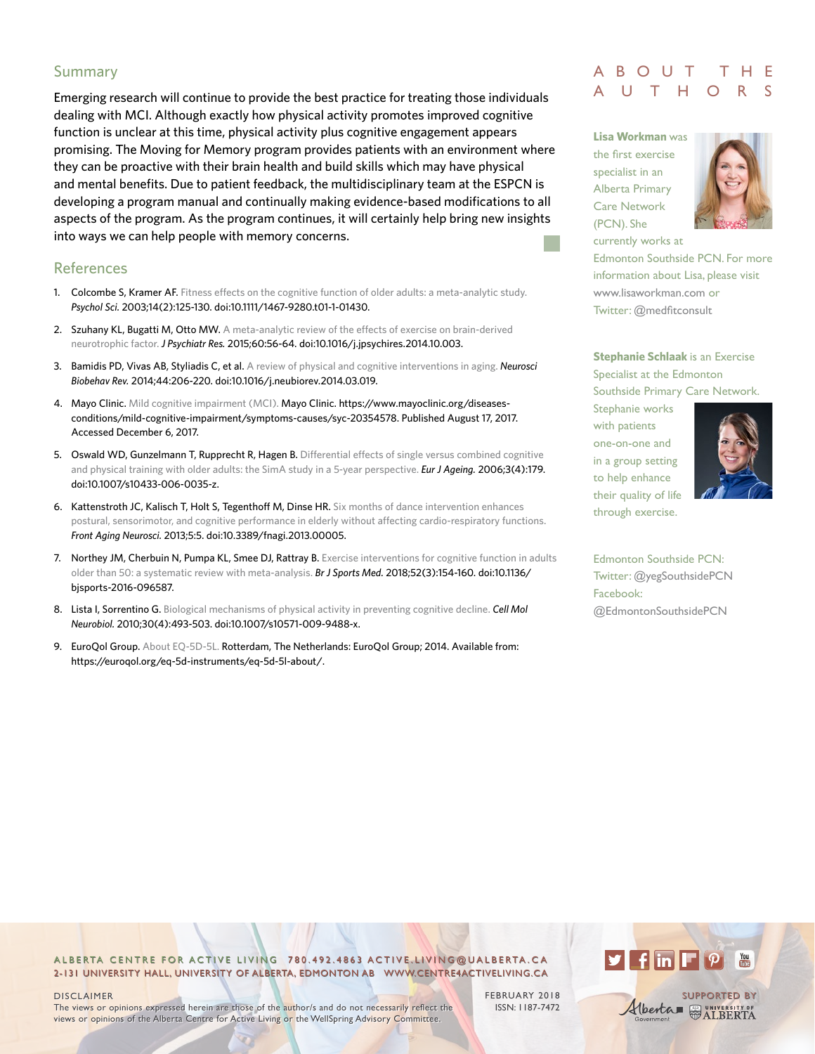## Summary

Emerging research will continue to provide the best practice for treating those individuals dealing with MCI. Although exactly how physical activity promotes improved cognitive function is unclear at this time, physical activity plus cognitive engagement appears promising. The Moving for Memory program provides patients with an environment where they can be proactive with their brain health and build skills which may have physical and mental benefits. Due to patient feedback, the multidisciplinary team at the ESPCN is developing a program manual and continually making evidence-based modifications to all aspects of the program. As the program continues, it will certainly help bring new insights into ways we can help people with memory concerns.

## References

1. Colcombe S, Kramer AF. Fitness effects on the cognitive function of older adults: a meta-analytic study. *Psychol Sci.* 2003;14(2):125-130. doi:10.1111/1467-9280.t01-1-01430.
2. Szuhany KL, Bugatti M, Otto MW. A meta-analytic review of the effects of exercise on brain-derived neurotrophic factor. *J Psychiatr Res.* 2015;60:56-64. doi:10.1016/j.jpsychires.2014.10.003.
3. Bamidis PD, Vivas AB, Styliadis C, et al. A review of physical and cognitive interventions in aging. *Neurosci Biobehav Rev.* 2014;44:206-220. doi:10.1016/j.neubiorev.2014.03.019.
4. Mayo Clinic. Mild cognitive impairment (MCI). Mayo Clinic. https://www.mayoclinic.org/diseases-conditions/mild-cognitive-impairment/symptoms-causes/syc-20354578. Published August 17, 2017. Accessed December 6, 2017.
5. Oswald WD, Gunzelmann T, Rupprecht R, Hagen B. Differential effects of single versus combined cognitive and physical training with older adults: the SimA study in a 5-year perspective. *Eur J Ageing.* 2006;3(4):179. doi:10.1007/s10433-006-0035-z.
6. Kattenstroth JC, Kalisch T, Holt S, Tegenthoff M, Dinse HR. Six months of dance intervention enhances postural, sensorimotor, and cognitive performance in elderly without affecting cardio-respiratory functions. *Front Aging Neurosci.* 2013;5:5. doi:10.3389/fnagi.2013.00005.
7. Northey JM, Cherbuin N, Pumpa KL, Smee DJ, Rattray B. Exercise interventions for cognitive function in adults older than 50: a systematic review with meta-analysis. *Br J Sports Med.* 2018;52(3):154-160. doi:10.1136/bjsports-2016-096587.
8. Lista I, Sorrentino G. Biological mechanisms of physical activity in preventing cognitive decline. *Cell Mol Neurobiol.* 2010;30(4):493-503. doi:10.1007/s10571-009-9488-x.
9. EuroQol Group. About EQ-5D-5L. Rotterdam, The Netherlands: EuroQol Group; 2014. Available from: https://euroqol.org/eq-5d-instruments/eq-5d-5l-about/.

## About the Authors

**Lisa Workman** was the first exercise specialist in an Alberta Primary Care Network (PCN). She currently works at Edmonton Southside PCN. For more information about Lisa, please visit www.lisaworkman.com or Twitter: @medfitconsult

**Stephanie Schlaak** is an Exercise Specialist at the Edmonton Southside Primary Care Network. Stephanie works with patients one-on-one and in a group setting to help enhance their quality of life through exercise.

Edmonton Southside PCN:
Twitter: @yegSouthsidePCN
Facebook: @EdmontonSouthsidePCN

ALBERTA CENTRE FOR ACTIVE LIVING 780.492.4863 ACTIVE.LIVING@UALBERTA.CA
2-131 UNIVERSITY HALL, UNIVERSITY OF ALBERTA, EDMONTON AB WWW.CENTRE4ACTIVELIVING.CA

DISCLAIMER
The views or opinions expressed herein are those of the author/s and do not necessarily reflect the views or opinions of the Alberta Centre for Active Living or the WellSpring Advisory Committee.

FEBRUARY 2018
ISSN: 1187-7472

SUPPORTED BY